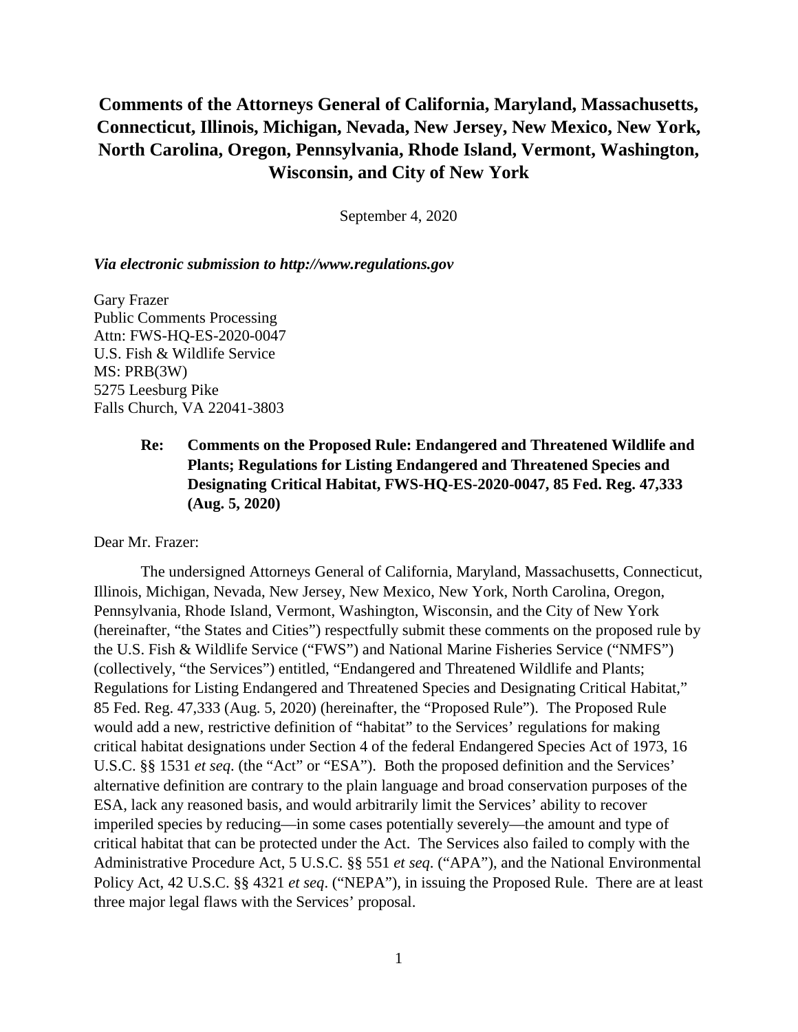# Comments of the Attorneys General of California, Maryland, Massachusetts, Connecticut, Illinois, Michigan, Nevada, New Jersey, New Mexico, New York, North Carolina, Oregon, Pennsylvania, Rhode Island, Vermont, Washington, Wisconsin, and City of New York

September 4, 2020

***Via electronic submission to http://www.regulations.gov***

Gary Frazer
Public Comments Processing
Attn: FWS-HQ-ES-2020-0047
U.S. Fish & Wildlife Service
MS: PRB(3W)
5275 Leesburg Pike
Falls Church, VA 22041-3803

**Re: Comments on the Proposed Rule: Endangered and Threatened Wildlife and Plants; Regulations for Listing Endangered and Threatened Species and Designating Critical Habitat, FWS-HQ-ES-2020-0047, 85 Fed. Reg. 47,333 (Aug. 5, 2020)**

Dear Mr. Frazer:

The undersigned Attorneys General of California, Maryland, Massachusetts, Connecticut, Illinois, Michigan, Nevada, New Jersey, New Mexico, New York, North Carolina, Oregon, Pennsylvania, Rhode Island, Vermont, Washington, Wisconsin, and the City of New York (hereinafter, "the States and Cities") respectfully submit these comments on the proposed rule by the U.S. Fish & Wildlife Service ("FWS") and National Marine Fisheries Service ("NMFS") (collectively, "the Services") entitled, "Endangered and Threatened Wildlife and Plants; Regulations for Listing Endangered and Threatened Species and Designating Critical Habitat," 85 Fed. Reg. 47,333 (Aug. 5, 2020) (hereinafter, the "Proposed Rule"). The Proposed Rule would add a new, restrictive definition of "habitat" to the Services' regulations for making critical habitat designations under Section 4 of the federal Endangered Species Act of 1973, 16 U.S.C. §§ 1531 *et seq*. (the "Act" or "ESA"). Both the proposed definition and the Services' alternative definition are contrary to the plain language and broad conservation purposes of the ESA, lack any reasoned basis, and would arbitrarily limit the Services' ability to recover imperiled species by reducing—in some cases potentially severely—the amount and type of critical habitat that can be protected under the Act. The Services also failed to comply with the Administrative Procedure Act, 5 U.S.C. §§ 551 *et seq*. ("APA"), and the National Environmental Policy Act, 42 U.S.C. §§ 4321 *et seq*. ("NEPA"), in issuing the Proposed Rule. There are at least three major legal flaws with the Services' proposal.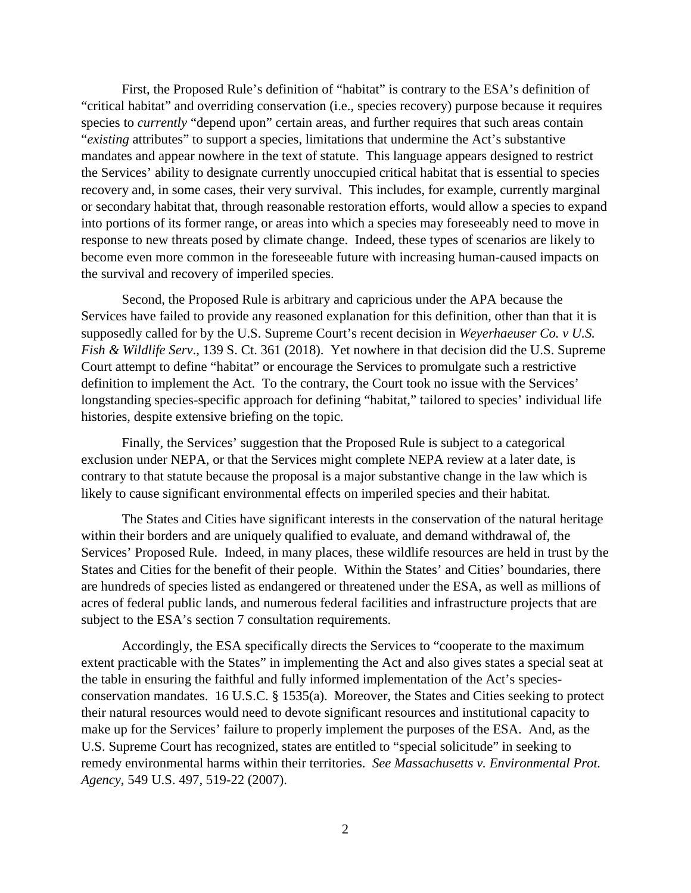First, the Proposed Rule's definition of "habitat" is contrary to the ESA's definition of "critical habitat" and overriding conservation (i.e., species recovery) purpose because it requires species to *currently* "depend upon" certain areas, and further requires that such areas contain "*existing* attributes" to support a species, limitations that undermine the Act's substantive mandates and appear nowhere in the text of statute. This language appears designed to restrict the Services' ability to designate currently unoccupied critical habitat that is essential to species recovery and, in some cases, their very survival. This includes, for example, currently marginal or secondary habitat that, through reasonable restoration efforts, would allow a species to expand into portions of its former range, or areas into which a species may foreseeably need to move in response to new threats posed by climate change. Indeed, these types of scenarios are likely to become even more common in the foreseeable future with increasing human-caused impacts on the survival and recovery of imperiled species.

Second, the Proposed Rule is arbitrary and capricious under the APA because the Services have failed to provide any reasoned explanation for this definition, other than that it is supposedly called for by the U.S. Supreme Court's recent decision in *Weyerhaeuser Co. v U.S. Fish & Wildlife Serv*., 139 S. Ct. 361 (2018). Yet nowhere in that decision did the U.S. Supreme Court attempt to define "habitat" or encourage the Services to promulgate such a restrictive definition to implement the Act. To the contrary, the Court took no issue with the Services' longstanding species-specific approach for defining "habitat," tailored to species' individual life histories, despite extensive briefing on the topic.

Finally, the Services' suggestion that the Proposed Rule is subject to a categorical exclusion under NEPA, or that the Services might complete NEPA review at a later date, is contrary to that statute because the proposal is a major substantive change in the law which is likely to cause significant environmental effects on imperiled species and their habitat.

The States and Cities have significant interests in the conservation of the natural heritage within their borders and are uniquely qualified to evaluate, and demand withdrawal of, the Services' Proposed Rule. Indeed, in many places, these wildlife resources are held in trust by the States and Cities for the benefit of their people. Within the States' and Cities' boundaries, there are hundreds of species listed as endangered or threatened under the ESA, as well as millions of acres of federal public lands, and numerous federal facilities and infrastructure projects that are subject to the ESA's section 7 consultation requirements.

Accordingly, the ESA specifically directs the Services to "cooperate to the maximum extent practicable with the States" in implementing the Act and also gives states a special seat at the table in ensuring the faithful and fully informed implementation of the Act's species-conservation mandates. 16 U.S.C. § 1535(a). Moreover, the States and Cities seeking to protect their natural resources would need to devote significant resources and institutional capacity to make up for the Services' failure to properly implement the purposes of the ESA. And, as the U.S. Supreme Court has recognized, states are entitled to "special solicitude" in seeking to remedy environmental harms within their territories. *See Massachusetts v. Environmental Prot. Agency*, 549 U.S. 497, 519-22 (2007).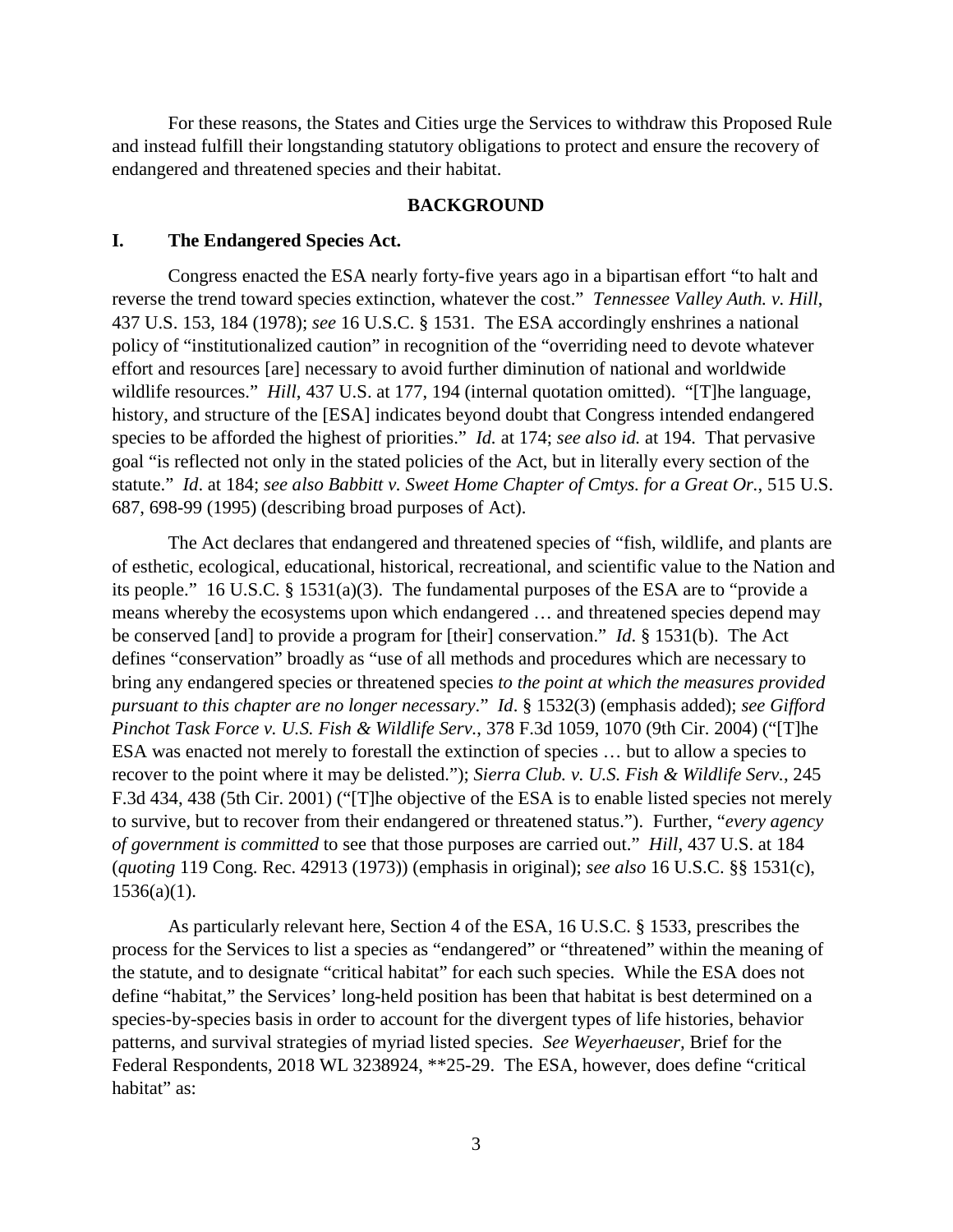For these reasons, the States and Cities urge the Services to withdraw this Proposed Rule and instead fulfill their longstanding statutory obligations to protect and ensure the recovery of endangered and threatened species and their habitat.

## BACKGROUND

### I. The Endangered Species Act.

Congress enacted the ESA nearly forty-five years ago in a bipartisan effort "to halt and reverse the trend toward species extinction, whatever the cost." *Tennessee Valley Auth. v. Hill*, 437 U.S. 153, 184 (1978); *see* 16 U.S.C. § 1531. The ESA accordingly enshrines a national policy of "institutionalized caution" in recognition of the "overriding need to devote whatever effort and resources [are] necessary to avoid further diminution of national and worldwide wildlife resources." *Hill*, 437 U.S. at 177, 194 (internal quotation omitted). "[T]he language, history, and structure of the [ESA] indicates beyond doubt that Congress intended endangered species to be afforded the highest of priorities." *Id.* at 174; *see also id.* at 194. That pervasive goal "is reflected not only in the stated policies of the Act, but in literally every section of the statute." *Id*. at 184; *see also Babbitt v. Sweet Home Chapter of Cmtys. for a Great Or.*, 515 U.S. 687, 698-99 (1995) (describing broad purposes of Act).

The Act declares that endangered and threatened species of "fish, wildlife, and plants are of esthetic, ecological, educational, historical, recreational, and scientific value to the Nation and its people." 16 U.S.C. § 1531(a)(3). The fundamental purposes of the ESA are to "provide a means whereby the ecosystems upon which endangered … and threatened species depend may be conserved [and] to provide a program for [their] conservation." *Id.* § 1531(b). The Act defines "conservation" broadly as "use of all methods and procedures which are necessary to bring any endangered species or threatened species *to the point at which the measures provided pursuant to this chapter are no longer necessary*." *Id*. § 1532(3) (emphasis added); *see Gifford Pinchot Task Force v. U.S. Fish & Wildlife Serv.*, 378 F.3d 1059, 1070 (9th Cir. 2004) ("[T]he ESA was enacted not merely to forestall the extinction of species … but to allow a species to recover to the point where it may be delisted."); *Sierra Club. v. U.S. Fish & Wildlife Serv.*, 245 F.3d 434, 438 (5th Cir. 2001) ("[T]he objective of the ESA is to enable listed species not merely to survive, but to recover from their endangered or threatened status."). Further, "*every agency of government is committed* to see that those purposes are carried out." *Hill*, 437 U.S. at 184 (*quoting* 119 Cong. Rec. 42913 (1973)) (emphasis in original); *see also* 16 U.S.C. §§ 1531(c), 1536(a)(1).

As particularly relevant here, Section 4 of the ESA, 16 U.S.C. § 1533, prescribes the process for the Services to list a species as "endangered" or "threatened" within the meaning of the statute, and to designate "critical habitat" for each such species. While the ESA does not define "habitat," the Services' long-held position has been that habitat is best determined on a species-by-species basis in order to account for the divergent types of life histories, behavior patterns, and survival strategies of myriad listed species. *See Weyerhaeuser*, Brief for the Federal Respondents, 2018 WL 3238924, **25-29. The ESA, however, does define "critical habitat" as: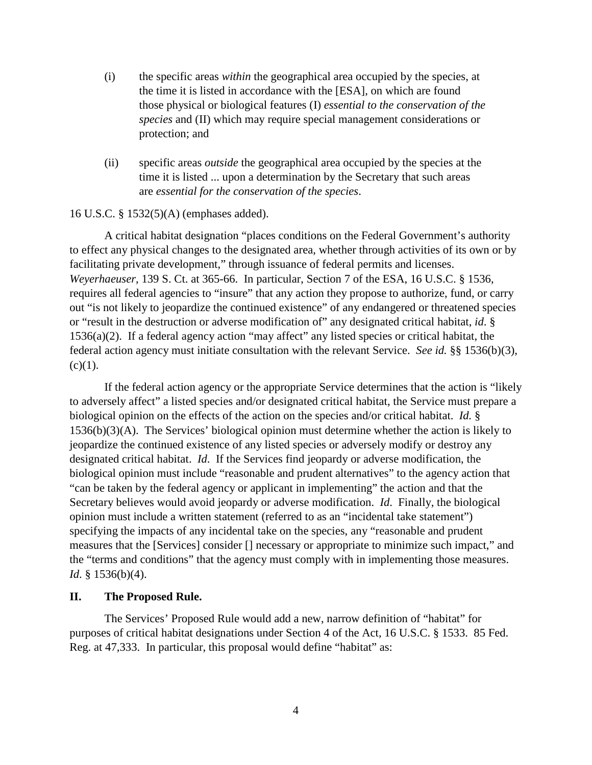(i) the specific areas *within* the geographical area occupied by the species, at the time it is listed in accordance with the [ESA], on which are found those physical or biological features (I) *essential to the conservation of the species* and (II) which may require special management considerations or protection; and

(ii) specific areas *outside* the geographical area occupied by the species at the time it is listed ... upon a determination by the Secretary that such areas are *essential for the conservation of the species*.

16 U.S.C. § 1532(5)(A) (emphases added).

A critical habitat designation "places conditions on the Federal Government's authority to effect any physical changes to the designated area, whether through activities of its own or by facilitating private development," through issuance of federal permits and licenses. *Weyerhaeuser*, 139 S. Ct. at 365-66. In particular, Section 7 of the ESA, 16 U.S.C. § 1536, requires all federal agencies to "insure" that any action they propose to authorize, fund, or carry out "is not likely to jeopardize the continued existence" of any endangered or threatened species or "result in the destruction or adverse modification of" any designated critical habitat, *id*. § 1536(a)(2). If a federal agency action "may affect" any listed species or critical habitat, the federal action agency must initiate consultation with the relevant Service. *See id.* §§ 1536(b)(3), (c)(1).

If the federal action agency or the appropriate Service determines that the action is "likely to adversely affect" a listed species and/or designated critical habitat, the Service must prepare a biological opinion on the effects of the action on the species and/or critical habitat. *Id.* § 1536(b)(3)(A). The Services' biological opinion must determine whether the action is likely to jeopardize the continued existence of any listed species or adversely modify or destroy any designated critical habitat. *Id*. If the Services find jeopardy or adverse modification, the biological opinion must include "reasonable and prudent alternatives" to the agency action that "can be taken by the federal agency or applicant in implementing" the action and that the Secretary believes would avoid jeopardy or adverse modification. *Id*. Finally, the biological opinion must include a written statement (referred to as an "incidental take statement") specifying the impacts of any incidental take on the species, any "reasonable and prudent measures that the [Services] consider [] necessary or appropriate to minimize such impact," and the "terms and conditions" that the agency must comply with in implementing those measures. *Id.* § 1536(b)(4).

## II. The Proposed Rule.

The Services' Proposed Rule would add a new, narrow definition of "habitat" for purposes of critical habitat designations under Section 4 of the Act, 16 U.S.C. § 1533. 85 Fed. Reg. at 47,333. In particular, this proposal would define "habitat" as: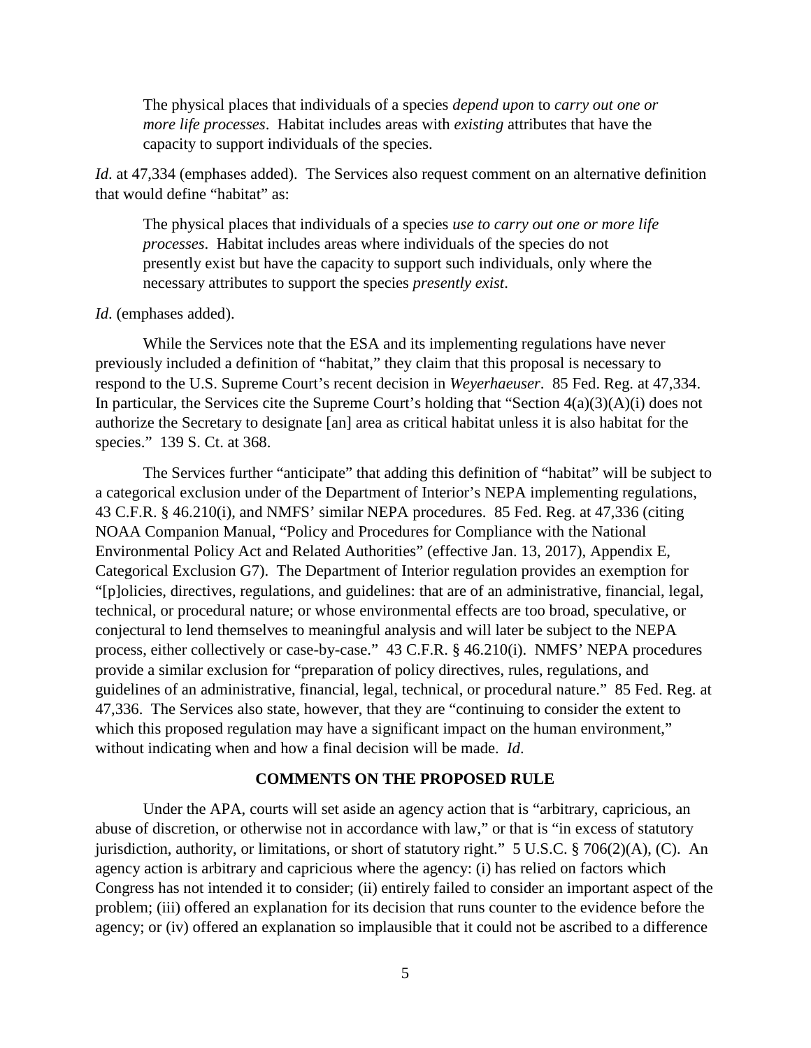> The physical places that individuals of a species *depend upon* to *carry out one or more life processes*. Habitat includes areas with *existing* attributes that have the capacity to support individuals of the species.

*Id*. at 47,334 (emphases added). The Services also request comment on an alternative definition that would define "habitat" as:

> The physical places that individuals of a species *use to carry out one or more life processes*. Habitat includes areas where individuals of the species do not presently exist but have the capacity to support such individuals, only where the necessary attributes to support the species *presently exist*.

*Id*. (emphases added).

While the Services note that the ESA and its implementing regulations have never previously included a definition of "habitat," they claim that this proposal is necessary to respond to the U.S. Supreme Court's recent decision in *Weyerhaeuser*. 85 Fed. Reg. at 47,334. In particular, the Services cite the Supreme Court's holding that "Section 4(a)(3)(A)(i) does not authorize the Secretary to designate [an] area as critical habitat unless it is also habitat for the species." 139 S. Ct. at 368.

The Services further "anticipate" that adding this definition of "habitat" will be subject to a categorical exclusion under of the Department of Interior's NEPA implementing regulations, 43 C.F.R. § 46.210(i), and NMFS' similar NEPA procedures. 85 Fed. Reg. at 47,336 (citing NOAA Companion Manual, "Policy and Procedures for Compliance with the National Environmental Policy Act and Related Authorities" (effective Jan. 13, 2017), Appendix E, Categorical Exclusion G7). The Department of Interior regulation provides an exemption for "[p]olicies, directives, regulations, and guidelines: that are of an administrative, financial, legal, technical, or procedural nature; or whose environmental effects are too broad, speculative, or conjectural to lend themselves to meaningful analysis and will later be subject to the NEPA process, either collectively or case-by-case." 43 C.F.R. § 46.210(i). NMFS' NEPA procedures provide a similar exclusion for "preparation of policy directives, rules, regulations, and guidelines of an administrative, financial, legal, technical, or procedural nature." 85 Fed. Reg. at 47,336. The Services also state, however, that they are "continuing to consider the extent to which this proposed regulation may have a significant impact on the human environment," without indicating when and how a final decision will be made. *Id*.

## COMMENTS ON THE PROPOSED RULE

Under the APA, courts will set aside an agency action that is "arbitrary, capricious, an abuse of discretion, or otherwise not in accordance with law," or that is "in excess of statutory jurisdiction, authority, or limitations, or short of statutory right." 5 U.S.C. § 706(2)(A), (C). An agency action is arbitrary and capricious where the agency: (i) has relied on factors which Congress has not intended it to consider; (ii) entirely failed to consider an important aspect of the problem; (iii) offered an explanation for its decision that runs counter to the evidence before the agency; or (iv) offered an explanation so implausible that it could not be ascribed to a difference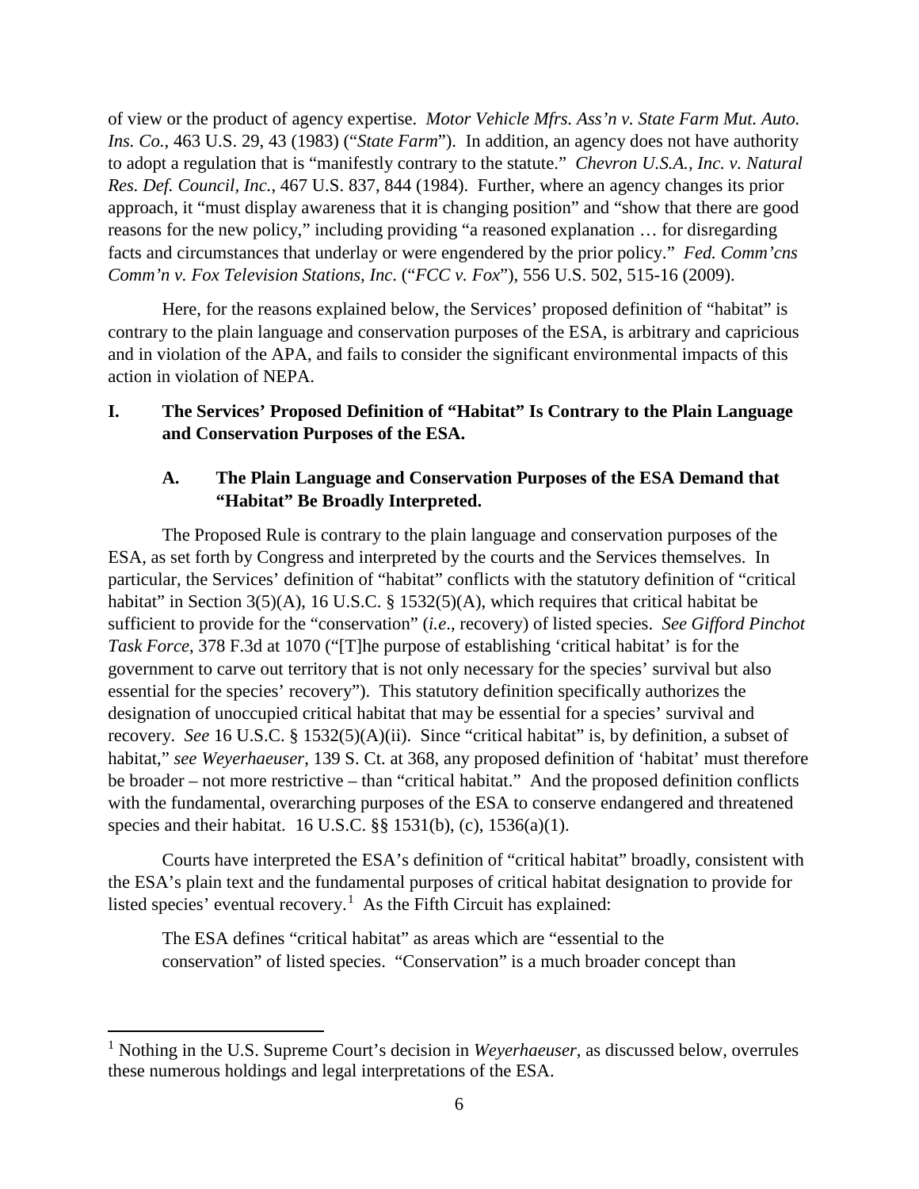of view or the product of agency expertise. *Motor Vehicle Mfrs. Ass'n v. State Farm Mut. Auto. Ins. Co.*, 463 U.S. 29, 43 (1983) ("*State Farm*"). In addition, an agency does not have authority to adopt a regulation that is "manifestly contrary to the statute." *Chevron U.S.A., Inc. v. Natural Res. Def. Council, Inc.*, 467 U.S. 837, 844 (1984). Further, where an agency changes its prior approach, it "must display awareness that it is changing position" and "show that there are good reasons for the new policy," including providing "a reasoned explanation … for disregarding facts and circumstances that underlay or were engendered by the prior policy." *Fed. Comm'cns Comm'n v. Fox Television Stations, Inc*. ("*FCC v. Fox*"), 556 U.S. 502, 515-16 (2009).

Here, for the reasons explained below, the Services' proposed definition of "habitat" is contrary to the plain language and conservation purposes of the ESA, is arbitrary and capricious and in violation of the APA, and fails to consider the significant environmental impacts of this action in violation of NEPA.

## I. The Services' Proposed Definition of "Habitat" Is Contrary to the Plain Language and Conservation Purposes of the ESA.

### A. The Plain Language and Conservation Purposes of the ESA Demand that "Habitat" Be Broadly Interpreted.

The Proposed Rule is contrary to the plain language and conservation purposes of the ESA, as set forth by Congress and interpreted by the courts and the Services themselves. In particular, the Services' definition of "habitat" conflicts with the statutory definition of "critical habitat" in Section 3(5)(A), 16 U.S.C. § 1532(5)(A), which requires that critical habitat be sufficient to provide for the "conservation" (*i.e*., recovery) of listed species. *See Gifford Pinchot Task Force*, 378 F.3d at 1070 ("[T]he purpose of establishing 'critical habitat' is for the government to carve out territory that is not only necessary for the species' survival but also essential for the species' recovery"). This statutory definition specifically authorizes the designation of unoccupied critical habitat that may be essential for a species' survival and recovery. *See* 16 U.S.C. § 1532(5)(A)(ii). Since "critical habitat" is, by definition, a subset of habitat," *see Weyerhaeuser*, 139 S. Ct. at 368, any proposed definition of 'habitat' must therefore be broader – not more restrictive – than "critical habitat." And the proposed definition conflicts with the fundamental, overarching purposes of the ESA to conserve endangered and threatened species and their habitat. 16 U.S.C. §§ 1531(b), (c), 1536(a)(1).

Courts have interpreted the ESA's definition of "critical habitat" broadly, consistent with the ESA's plain text and the fundamental purposes of critical habitat designation to provide for listed species' eventual recovery.[1] As the Fifth Circuit has explained:

> The ESA defines "critical habitat" as areas which are "essential to the conservation" of listed species. "Conservation" is a much broader concept than

[1] Nothing in the U.S. Supreme Court's decision in *Weyerhaeuser*, as discussed below, overrules these numerous holdings and legal interpretations of the ESA.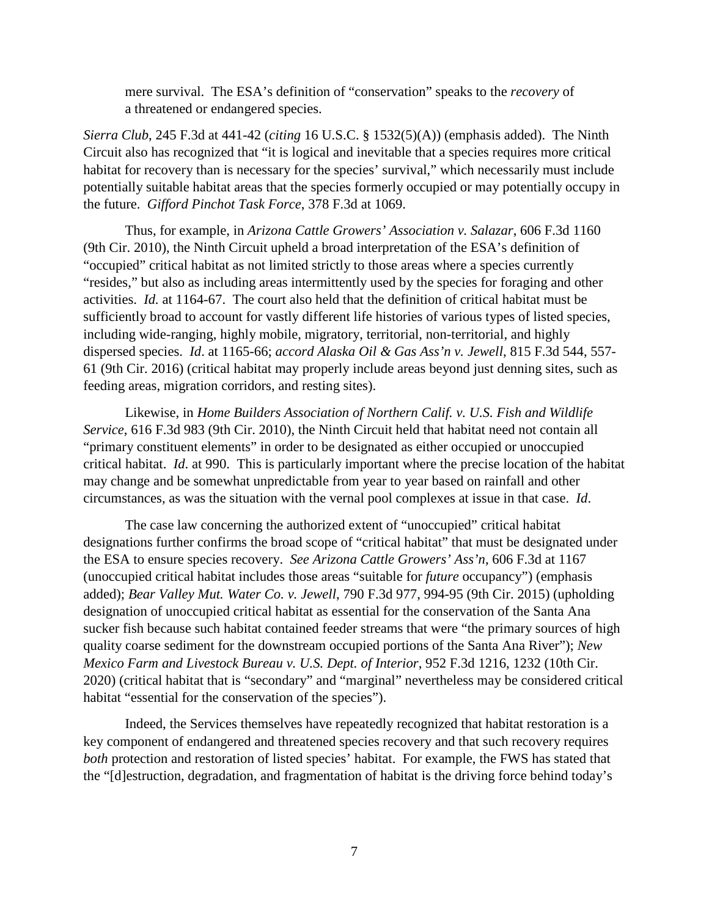mere survival. The ESA's definition of "conservation" speaks to the *recovery* of a threatened or endangered species.

*Sierra Club*, 245 F.3d at 441-42 (*citing* 16 U.S.C. § 1532(5)(A)) (emphasis added). The Ninth Circuit also has recognized that "it is logical and inevitable that a species requires more critical habitat for recovery than is necessary for the species' survival," which necessarily must include potentially suitable habitat areas that the species formerly occupied or may potentially occupy in the future. *Gifford Pinchot Task Force*, 378 F.3d at 1069.

Thus, for example, in *Arizona Cattle Growers' Association v. Salazar*, 606 F.3d 1160 (9th Cir. 2010), the Ninth Circuit upheld a broad interpretation of the ESA's definition of "occupied" critical habitat as not limited strictly to those areas where a species currently "resides," but also as including areas intermittently used by the species for foraging and other activities. *Id.* at 1164-67. The court also held that the definition of critical habitat must be sufficiently broad to account for vastly different life histories of various types of listed species, including wide-ranging, highly mobile, migratory, territorial, non-territorial, and highly dispersed species. *Id*. at 1165-66; *accord Alaska Oil & Gas Ass'n v. Jewell*, 815 F.3d 544, 557-61 (9th Cir. 2016) (critical habitat may properly include areas beyond just denning sites, such as feeding areas, migration corridors, and resting sites).

Likewise, in *Home Builders Association of Northern Calif. v. U.S. Fish and Wildlife Service*, 616 F.3d 983 (9th Cir. 2010), the Ninth Circuit held that habitat need not contain all "primary constituent elements" in order to be designated as either occupied or unoccupied critical habitat. *Id*. at 990. This is particularly important where the precise location of the habitat may change and be somewhat unpredictable from year to year based on rainfall and other circumstances, as was the situation with the vernal pool complexes at issue in that case. *Id*.

The case law concerning the authorized extent of "unoccupied" critical habitat designations further confirms the broad scope of "critical habitat" that must be designated under the ESA to ensure species recovery. *See Arizona Cattle Growers' Ass'n*, 606 F.3d at 1167 (unoccupied critical habitat includes those areas "suitable for *future* occupancy") (emphasis added); *Bear Valley Mut. Water Co. v. Jewell*, 790 F.3d 977, 994-95 (9th Cir. 2015) (upholding designation of unoccupied critical habitat as essential for the conservation of the Santa Ana sucker fish because such habitat contained feeder streams that were "the primary sources of high quality coarse sediment for the downstream occupied portions of the Santa Ana River"); *New Mexico Farm and Livestock Bureau v. U.S. Dept. of Interior*, 952 F.3d 1216, 1232 (10th Cir. 2020) (critical habitat that is "secondary" and "marginal" nevertheless may be considered critical habitat "essential for the conservation of the species").

Indeed, the Services themselves have repeatedly recognized that habitat restoration is a key component of endangered and threatened species recovery and that such recovery requires *both* protection and restoration of listed species' habitat. For example, the FWS has stated that the "[d]estruction, degradation, and fragmentation of habitat is the driving force behind today's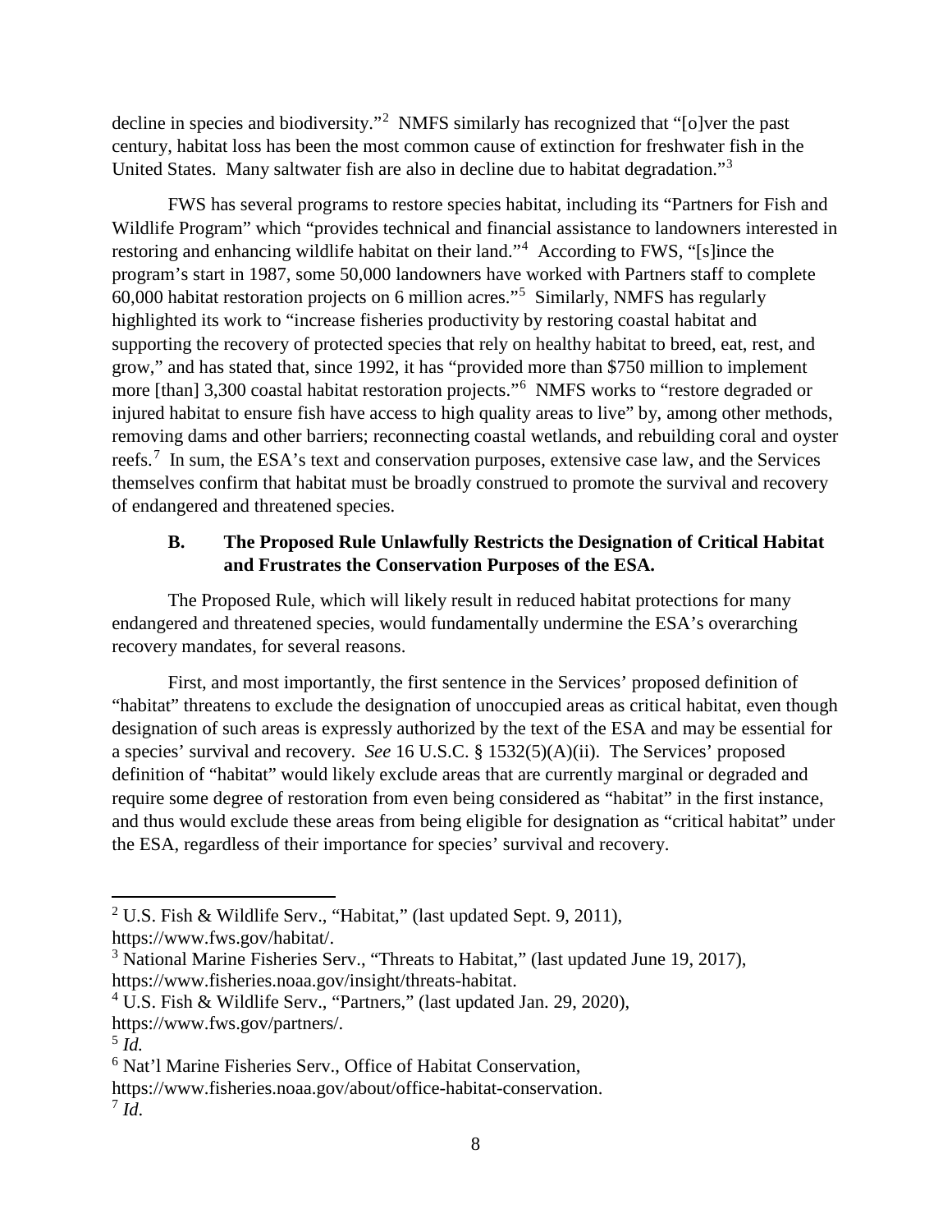decline in species and biodiversity."[2] NMFS similarly has recognized that "[o]ver the past century, habitat loss has been the most common cause of extinction for freshwater fish in the United States. Many saltwater fish are also in decline due to habitat degradation."[3]

FWS has several programs to restore species habitat, including its "Partners for Fish and Wildlife Program" which "provides technical and financial assistance to landowners interested in restoring and enhancing wildlife habitat on their land."[4] According to FWS, "[s]ince the program's start in 1987, some 50,000 landowners have worked with Partners staff to complete 60,000 habitat restoration projects on 6 million acres."[5] Similarly, NMFS has regularly highlighted its work to "increase fisheries productivity by restoring coastal habitat and supporting the recovery of protected species that rely on healthy habitat to breed, eat, rest, and grow," and has stated that, since 1992, it has "provided more than $750 million to implement more [than] 3,300 coastal habitat restoration projects."[6] NMFS works to "restore degraded or injured habitat to ensure fish have access to high quality areas to live" by, among other methods, removing dams and other barriers; reconnecting coastal wetlands, and rebuilding coral and oyster reefs.[7] In sum, the ESA's text and conservation purposes, extensive case law, and the Services themselves confirm that habitat must be broadly construed to promote the survival and recovery of endangered and threatened species.

### B. The Proposed Rule Unlawfully Restricts the Designation of Critical Habitat and Frustrates the Conservation Purposes of the ESA.

The Proposed Rule, which will likely result in reduced habitat protections for many endangered and threatened species, would fundamentally undermine the ESA's overarching recovery mandates, for several reasons.

First, and most importantly, the first sentence in the Services' proposed definition of "habitat" threatens to exclude the designation of unoccupied areas as critical habitat, even though designation of such areas is expressly authorized by the text of the ESA and may be essential for a species' survival and recovery. *See* 16 U.S.C. § 1532(5)(A)(ii). The Services' proposed definition of "habitat" would likely exclude areas that are currently marginal or degraded and require some degree of restoration from even being considered as "habitat" in the first instance, and thus would exclude these areas from being eligible for designation as "critical habitat" under the ESA, regardless of their importance for species' survival and recovery.

---

[2] U.S. Fish & Wildlife Serv., "Habitat," (last updated Sept. 9, 2011), https://www.fws.gov/habitat/.

[3] National Marine Fisheries Serv., "Threats to Habitat," (last updated June 19, 2017), https://www.fisheries.noaa.gov/insight/threats-habitat.

[4] U.S. Fish & Wildlife Serv., "Partners," (last updated Jan. 29, 2020), https://www.fws.gov/partners/.

[5] *Id.*

[6] Nat'l Marine Fisheries Serv., Office of Habitat Conservation, https://www.fisheries.noaa.gov/about/office-habitat-conservation.

[7] *Id*.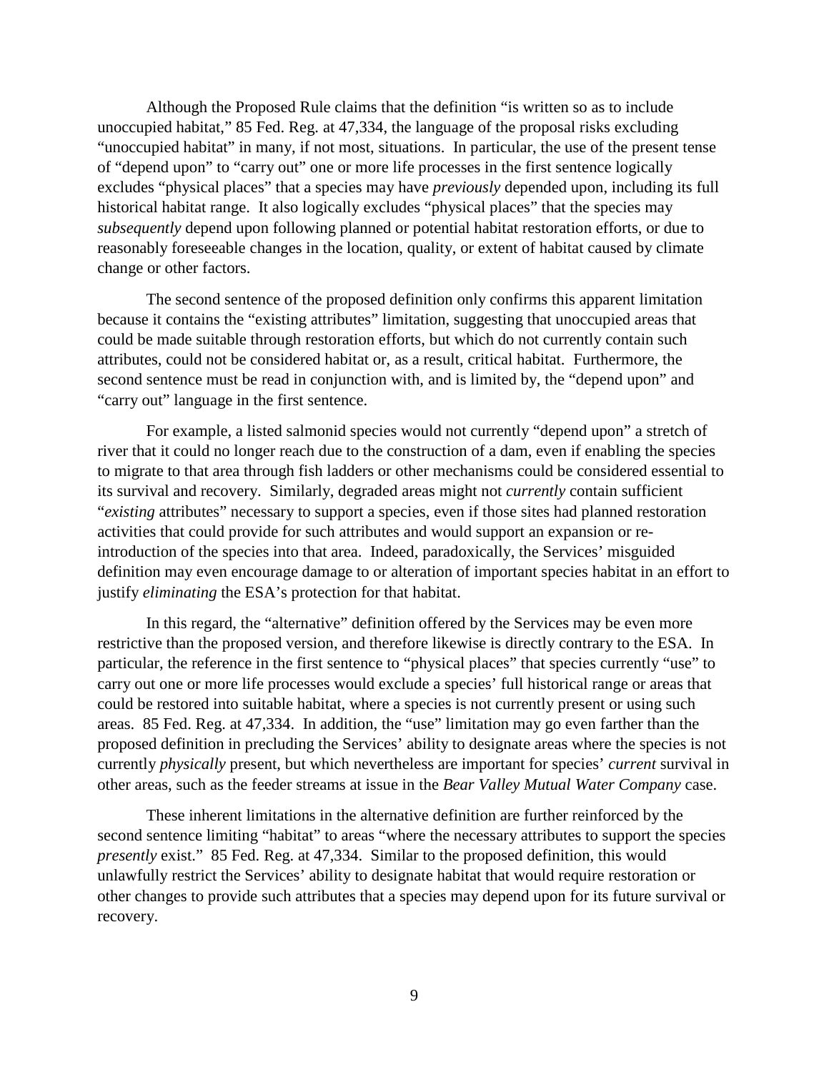Although the Proposed Rule claims that the definition "is written so as to include unoccupied habitat," 85 Fed. Reg. at 47,334, the language of the proposal risks excluding "unoccupied habitat" in many, if not most, situations. In particular, the use of the present tense of "depend upon" to "carry out" one or more life processes in the first sentence logically excludes "physical places" that a species may have *previously* depended upon, including its full historical habitat range. It also logically excludes "physical places" that the species may *subsequently* depend upon following planned or potential habitat restoration efforts, or due to reasonably foreseeable changes in the location, quality, or extent of habitat caused by climate change or other factors.

The second sentence of the proposed definition only confirms this apparent limitation because it contains the "existing attributes" limitation, suggesting that unoccupied areas that could be made suitable through restoration efforts, but which do not currently contain such attributes, could not be considered habitat or, as a result, critical habitat. Furthermore, the second sentence must be read in conjunction with, and is limited by, the "depend upon" and "carry out" language in the first sentence.

For example, a listed salmonid species would not currently "depend upon" a stretch of river that it could no longer reach due to the construction of a dam, even if enabling the species to migrate to that area through fish ladders or other mechanisms could be considered essential to its survival and recovery. Similarly, degraded areas might not *currently* contain sufficient "*existing* attributes" necessary to support a species, even if those sites had planned restoration activities that could provide for such attributes and would support an expansion or re-introduction of the species into that area. Indeed, paradoxically, the Services' misguided definition may even encourage damage to or alteration of important species habitat in an effort to justify *eliminating* the ESA's protection for that habitat.

In this regard, the "alternative" definition offered by the Services may be even more restrictive than the proposed version, and therefore likewise is directly contrary to the ESA. In particular, the reference in the first sentence to "physical places" that species currently "use" to carry out one or more life processes would exclude a species' full historical range or areas that could be restored into suitable habitat, where a species is not currently present or using such areas. 85 Fed. Reg. at 47,334. In addition, the "use" limitation may go even farther than the proposed definition in precluding the Services' ability to designate areas where the species is not currently *physically* present, but which nevertheless are important for species' *current* survival in other areas, such as the feeder streams at issue in the *Bear Valley Mutual Water Company* case.

These inherent limitations in the alternative definition are further reinforced by the second sentence limiting "habitat" to areas "where the necessary attributes to support the species *presently* exist." 85 Fed. Reg. at 47,334. Similar to the proposed definition, this would unlawfully restrict the Services' ability to designate habitat that would require restoration or other changes to provide such attributes that a species may depend upon for its future survival or recovery.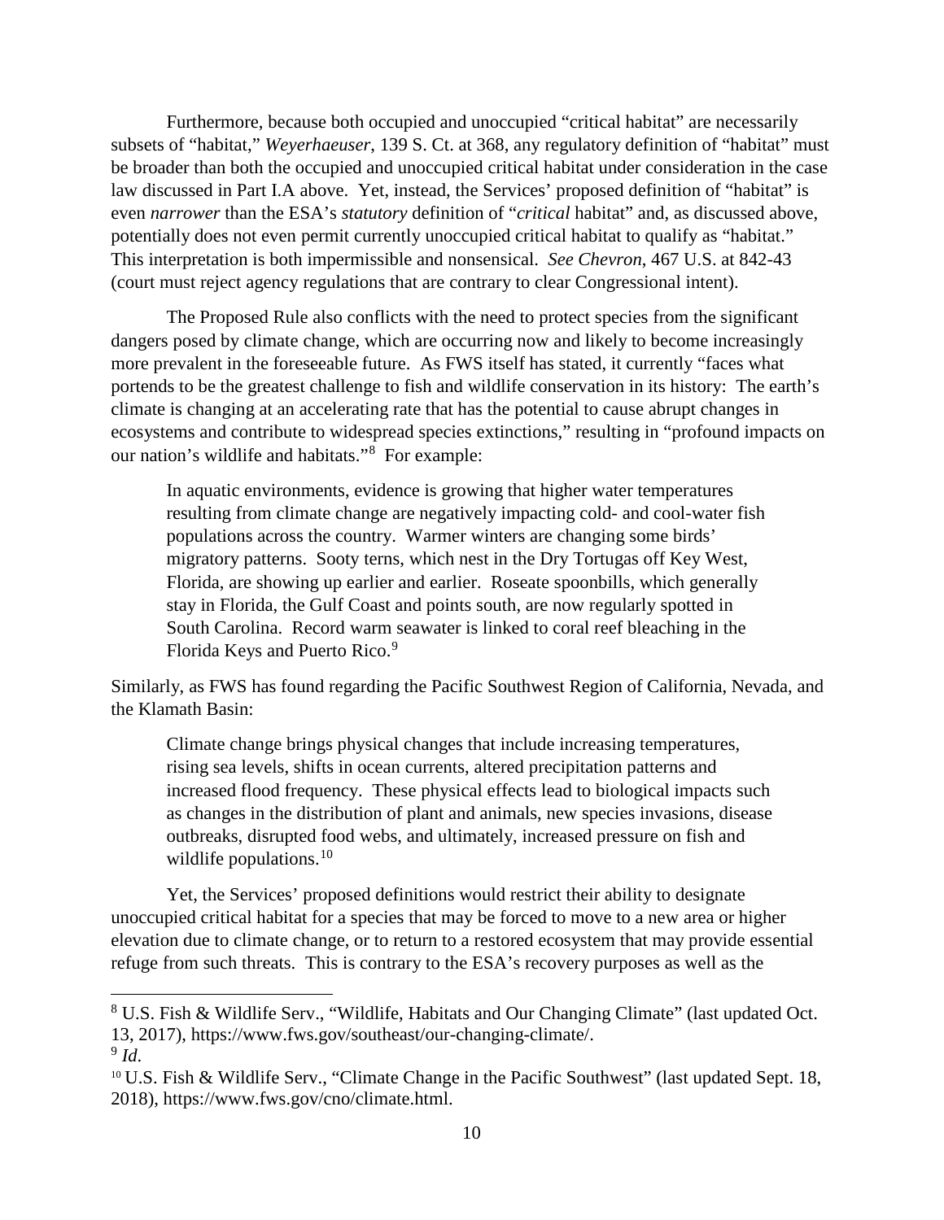Furthermore, because both occupied and unoccupied "critical habitat" are necessarily subsets of "habitat," *Weyerhaeuser*, 139 S. Ct. at 368, any regulatory definition of "habitat" must be broader than both the occupied and unoccupied critical habitat under consideration in the case law discussed in Part I.A above. Yet, instead, the Services' proposed definition of "habitat" is even *narrower* than the ESA's *statutory* definition of "*critical* habitat" and, as discussed above, potentially does not even permit currently unoccupied critical habitat to qualify as "habitat." This interpretation is both impermissible and nonsensical. *See Chevron*, 467 U.S. at 842-43 (court must reject agency regulations that are contrary to clear Congressional intent).

The Proposed Rule also conflicts with the need to protect species from the significant dangers posed by climate change, which are occurring now and likely to become increasingly more prevalent in the foreseeable future. As FWS itself has stated, it currently "faces what portends to be the greatest challenge to fish and wildlife conservation in its history: The earth's climate is changing at an accelerating rate that has the potential to cause abrupt changes in ecosystems and contribute to widespread species extinctions," resulting in "profound impacts on our nation's wildlife and habitats."[8] For example:

> In aquatic environments, evidence is growing that higher water temperatures resulting from climate change are negatively impacting cold- and cool-water fish populations across the country. Warmer winters are changing some birds' migratory patterns. Sooty terns, which nest in the Dry Tortugas off Key West, Florida, are showing up earlier and earlier. Roseate spoonbills, which generally stay in Florida, the Gulf Coast and points south, are now regularly spotted in South Carolina. Record warm seawater is linked to coral reef bleaching in the Florida Keys and Puerto Rico.[9]

Similarly, as FWS has found regarding the Pacific Southwest Region of California, Nevada, and the Klamath Basin:

> Climate change brings physical changes that include increasing temperatures, rising sea levels, shifts in ocean currents, altered precipitation patterns and increased flood frequency. These physical effects lead to biological impacts such as changes in the distribution of plant and animals, new species invasions, disease outbreaks, disrupted food webs, and ultimately, increased pressure on fish and wildlife populations.[10]

Yet, the Services' proposed definitions would restrict their ability to designate unoccupied critical habitat for a species that may be forced to move to a new area or higher elevation due to climate change, or to return to a restored ecosystem that may provide essential refuge from such threats. This is contrary to the ESA's recovery purposes as well as the

---

[8] U.S. Fish & Wildlife Serv., "Wildlife, Habitats and Our Changing Climate" (last updated Oct. 13, 2017), https://www.fws.gov/southeast/our-changing-climate/.

[9] *Id*.

[10] U.S. Fish & Wildlife Serv., "Climate Change in the Pacific Southwest" (last updated Sept. 18, 2018), https://www.fws.gov/cno/climate.html.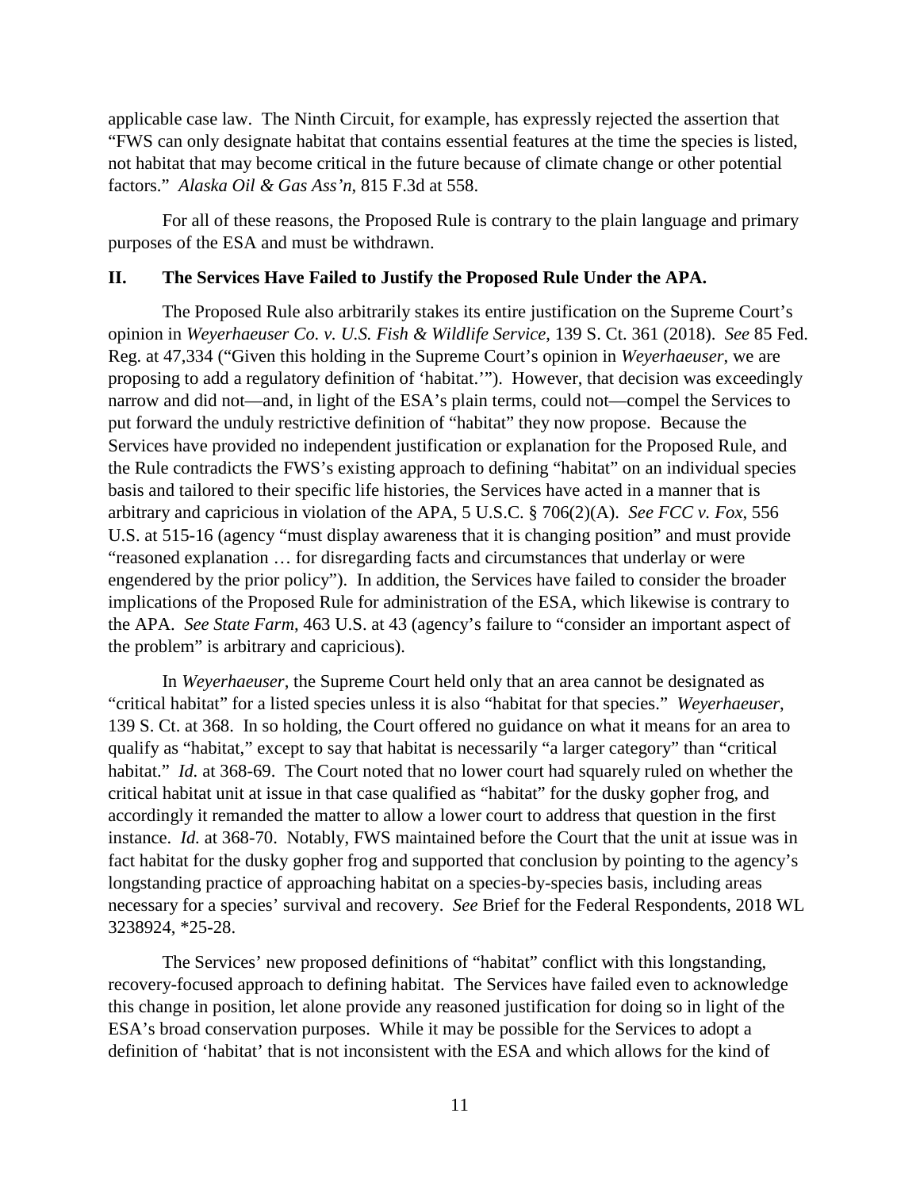applicable case law. The Ninth Circuit, for example, has expressly rejected the assertion that "FWS can only designate habitat that contains essential features at the time the species is listed, not habitat that may become critical in the future because of climate change or other potential factors." *Alaska Oil & Gas Ass'n*, 815 F.3d at 558.

For all of these reasons, the Proposed Rule is contrary to the plain language and primary purposes of the ESA and must be withdrawn.

## II. The Services Have Failed to Justify the Proposed Rule Under the APA.

The Proposed Rule also arbitrarily stakes its entire justification on the Supreme Court's opinion in *Weyerhaeuser Co. v. U.S. Fish & Wildlife Service*, 139 S. Ct. 361 (2018). *See* 85 Fed. Reg. at 47,334 ("Given this holding in the Supreme Court's opinion in *Weyerhaeuser*, we are proposing to add a regulatory definition of 'habitat.'"). However, that decision was exceedingly narrow and did not—and, in light of the ESA's plain terms, could not—compel the Services to put forward the unduly restrictive definition of "habitat" they now propose. Because the Services have provided no independent justification or explanation for the Proposed Rule, and the Rule contradicts the FWS's existing approach to defining "habitat" on an individual species basis and tailored to their specific life histories, the Services have acted in a manner that is arbitrary and capricious in violation of the APA, 5 U.S.C. § 706(2)(A). *See FCC v. Fox*, 556 U.S. at 515-16 (agency "must display awareness that it is changing position" and must provide "reasoned explanation … for disregarding facts and circumstances that underlay or were engendered by the prior policy"). In addition, the Services have failed to consider the broader implications of the Proposed Rule for administration of the ESA, which likewise is contrary to the APA. *See State Farm*, 463 U.S. at 43 (agency's failure to "consider an important aspect of the problem" is arbitrary and capricious).

In *Weyerhaeuser*, the Supreme Court held only that an area cannot be designated as "critical habitat" for a listed species unless it is also "habitat for that species." *Weyerhaeuser*, 139 S. Ct. at 368. In so holding, the Court offered no guidance on what it means for an area to qualify as "habitat," except to say that habitat is necessarily "a larger category" than "critical habitat." *Id.* at 368-69. The Court noted that no lower court had squarely ruled on whether the critical habitat unit at issue in that case qualified as "habitat" for the dusky gopher frog, and accordingly it remanded the matter to allow a lower court to address that question in the first instance. *Id.* at 368-70. Notably, FWS maintained before the Court that the unit at issue was in fact habitat for the dusky gopher frog and supported that conclusion by pointing to the agency's longstanding practice of approaching habitat on a species-by-species basis, including areas necessary for a species' survival and recovery. *See* Brief for the Federal Respondents, 2018 WL 3238924, *25-28.

The Services' new proposed definitions of "habitat" conflict with this longstanding, recovery-focused approach to defining habitat. The Services have failed even to acknowledge this change in position, let alone provide any reasoned justification for doing so in light of the ESA's broad conservation purposes. While it may be possible for the Services to adopt a definition of 'habitat' that is not inconsistent with the ESA and which allows for the kind of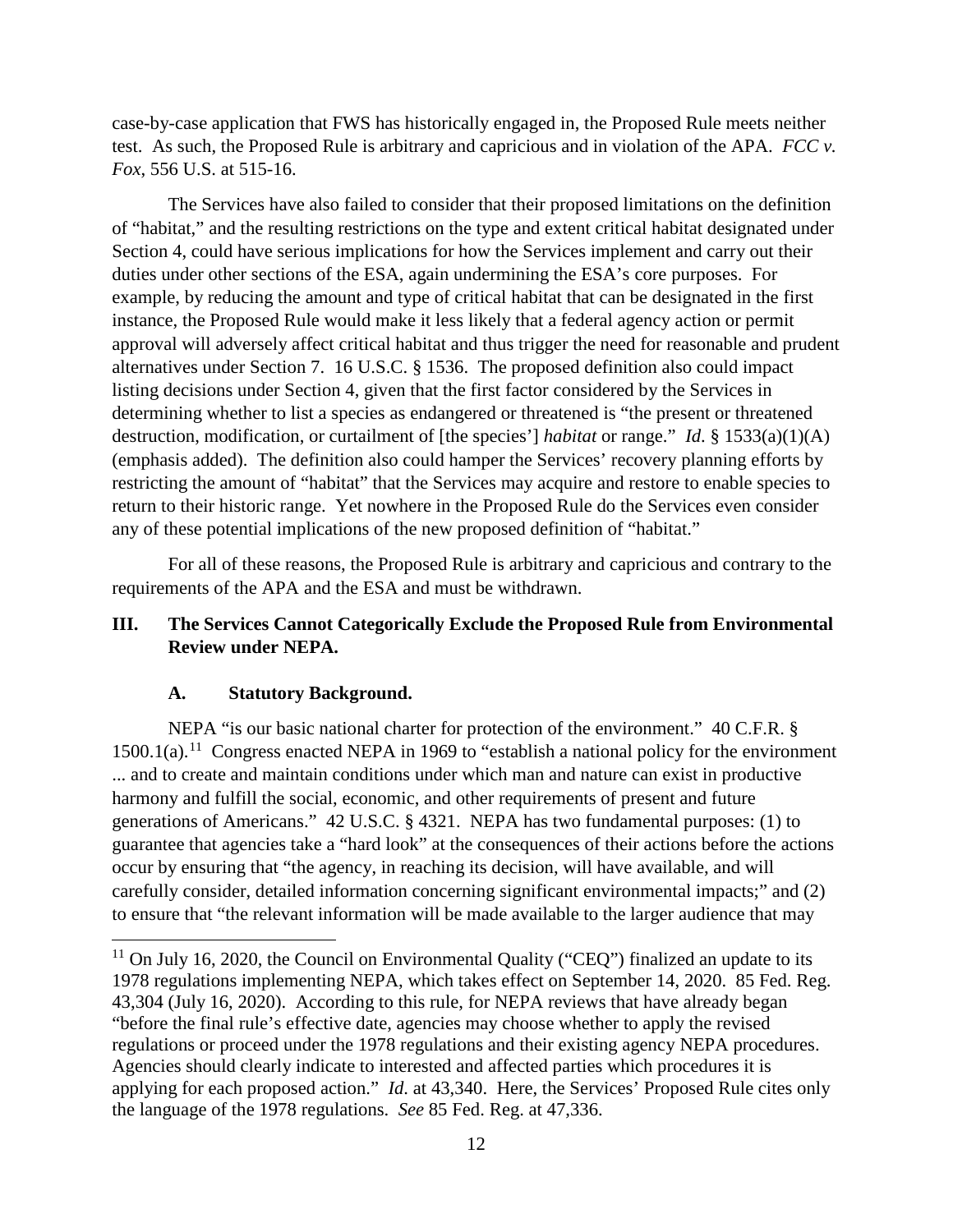case-by-case application that FWS has historically engaged in, the Proposed Rule meets neither test. As such, the Proposed Rule is arbitrary and capricious and in violation of the APA. *FCC v. Fox*, 556 U.S. at 515-16.

The Services have also failed to consider that their proposed limitations on the definition of "habitat," and the resulting restrictions on the type and extent critical habitat designated under Section 4, could have serious implications for how the Services implement and carry out their duties under other sections of the ESA, again undermining the ESA's core purposes. For example, by reducing the amount and type of critical habitat that can be designated in the first instance, the Proposed Rule would make it less likely that a federal agency action or permit approval will adversely affect critical habitat and thus trigger the need for reasonable and prudent alternatives under Section 7. 16 U.S.C. § 1536. The proposed definition also could impact listing decisions under Section 4, given that the first factor considered by the Services in determining whether to list a species as endangered or threatened is "the present or threatened destruction, modification, or curtailment of [the species'] *habitat* or range." *Id.* § 1533(a)(1)(A) (emphasis added). The definition also could hamper the Services' recovery planning efforts by restricting the amount of "habitat" that the Services may acquire and restore to enable species to return to their historic range. Yet nowhere in the Proposed Rule do the Services even consider any of these potential implications of the new proposed definition of "habitat."

For all of these reasons, the Proposed Rule is arbitrary and capricious and contrary to the requirements of the APA and the ESA and must be withdrawn.

## III. The Services Cannot Categorically Exclude the Proposed Rule from Environmental Review under NEPA.

### A. Statutory Background.

NEPA "is our basic national charter for protection of the environment." 40 C.F.R. § 1500.1(a).[11] Congress enacted NEPA in 1969 to "establish a national policy for the environment ... and to create and maintain conditions under which man and nature can exist in productive harmony and fulfill the social, economic, and other requirements of present and future generations of Americans." 42 U.S.C. § 4321. NEPA has two fundamental purposes: (1) to guarantee that agencies take a "hard look" at the consequences of their actions before the actions occur by ensuring that "the agency, in reaching its decision, will have available, and will carefully consider, detailed information concerning significant environmental impacts;" and (2) to ensure that "the relevant information will be made available to the larger audience that may

[11] On July 16, 2020, the Council on Environmental Quality ("CEQ") finalized an update to its 1978 regulations implementing NEPA, which takes effect on September 14, 2020. 85 Fed. Reg. 43,304 (July 16, 2020). According to this rule, for NEPA reviews that have already began "before the final rule's effective date, agencies may choose whether to apply the revised regulations or proceed under the 1978 regulations and their existing agency NEPA procedures. Agencies should clearly indicate to interested and affected parties which procedures it is applying for each proposed action." *Id.* at 43,340. Here, the Services' Proposed Rule cites only the language of the 1978 regulations. *See* 85 Fed. Reg. at 47,336.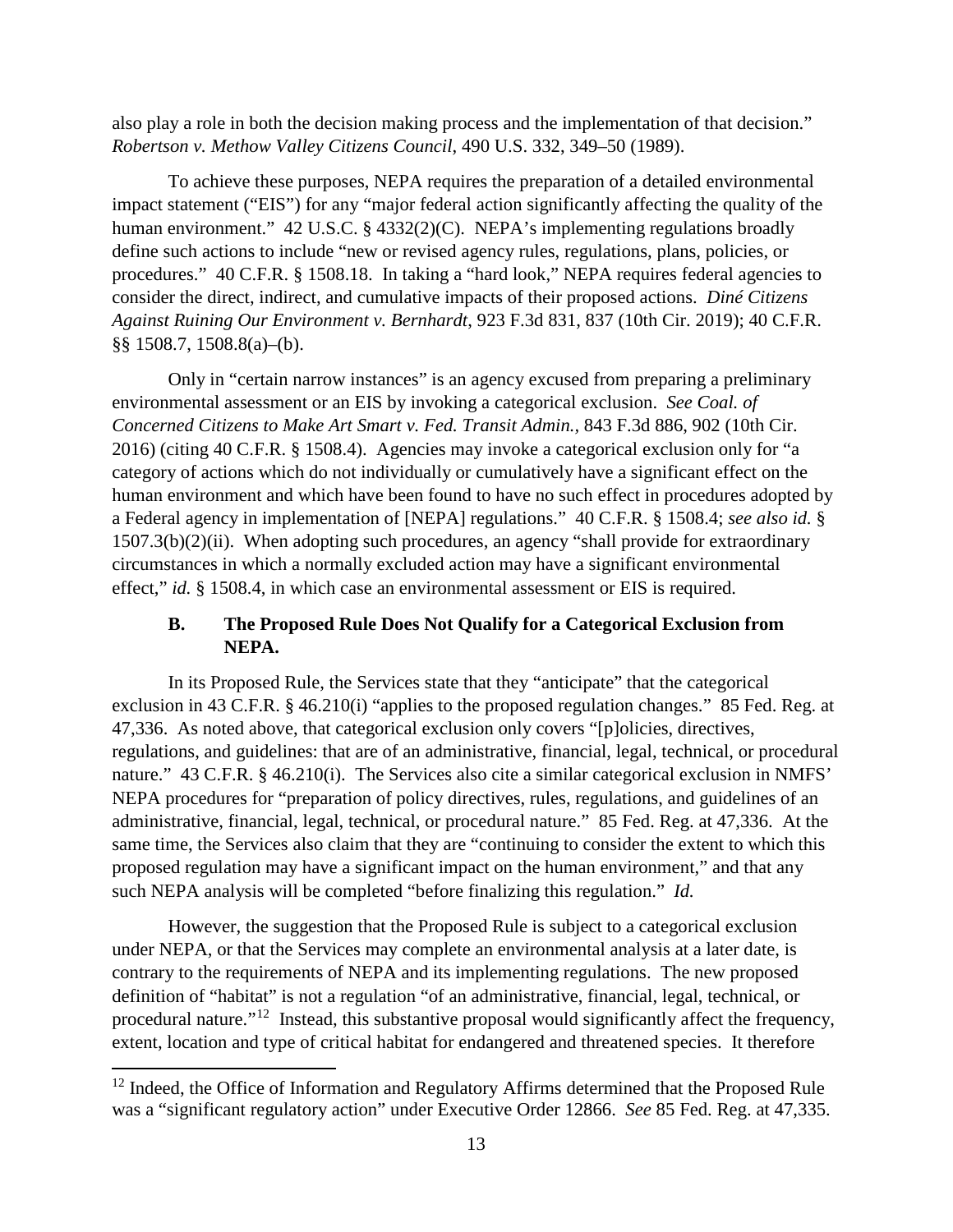also play a role in both the decision making process and the implementation of that decision." *Robertson v. Methow Valley Citizens Council*, 490 U.S. 332, 349–50 (1989).

To achieve these purposes, NEPA requires the preparation of a detailed environmental impact statement ("EIS") for any "major federal action significantly affecting the quality of the human environment." 42 U.S.C. § 4332(2)(C). NEPA's implementing regulations broadly define such actions to include "new or revised agency rules, regulations, plans, policies, or procedures." 40 C.F.R. § 1508.18. In taking a "hard look," NEPA requires federal agencies to consider the direct, indirect, and cumulative impacts of their proposed actions. *Diné Citizens Against Ruining Our Environment v. Bernhardt*, 923 F.3d 831, 837 (10th Cir. 2019); 40 C.F.R. §§ 1508.7, 1508.8(a)–(b).

Only in "certain narrow instances" is an agency excused from preparing a preliminary environmental assessment or an EIS by invoking a categorical exclusion. *See Coal. of Concerned Citizens to Make Art Smart v. Fed. Transit Admin.*, 843 F.3d 886, 902 (10th Cir. 2016) (citing 40 C.F.R. § 1508.4). Agencies may invoke a categorical exclusion only for "a category of actions which do not individually or cumulatively have a significant effect on the human environment and which have been found to have no such effect in procedures adopted by a Federal agency in implementation of [NEPA] regulations." 40 C.F.R. § 1508.4; *see also id.* § 1507.3(b)(2)(ii). When adopting such procedures, an agency "shall provide for extraordinary circumstances in which a normally excluded action may have a significant environmental effect," *id.* § 1508.4, in which case an environmental assessment or EIS is required.

### B. The Proposed Rule Does Not Qualify for a Categorical Exclusion from NEPA.

In its Proposed Rule, the Services state that they "anticipate" that the categorical exclusion in 43 C.F.R. § 46.210(i) "applies to the proposed regulation changes." 85 Fed. Reg. at 47,336. As noted above, that categorical exclusion only covers "[p]olicies, directives, regulations, and guidelines: that are of an administrative, financial, legal, technical, or procedural nature." 43 C.F.R. § 46.210(i). The Services also cite a similar categorical exclusion in NMFS' NEPA procedures for "preparation of policy directives, rules, regulations, and guidelines of an administrative, financial, legal, technical, or procedural nature." 85 Fed. Reg. at 47,336. At the same time, the Services also claim that they are "continuing to consider the extent to which this proposed regulation may have a significant impact on the human environment," and that any such NEPA analysis will be completed "before finalizing this regulation." *Id.*

However, the suggestion that the Proposed Rule is subject to a categorical exclusion under NEPA, or that the Services may complete an environmental analysis at a later date, is contrary to the requirements of NEPA and its implementing regulations. The new proposed definition of "habitat" is not a regulation "of an administrative, financial, legal, technical, or procedural nature."[12] Instead, this substantive proposal would significantly affect the frequency, extent, location and type of critical habitat for endangered and threatened species. It therefore

[12] Indeed, the Office of Information and Regulatory Affirms determined that the Proposed Rule was a "significant regulatory action" under Executive Order 12866. *See* 85 Fed. Reg. at 47,335.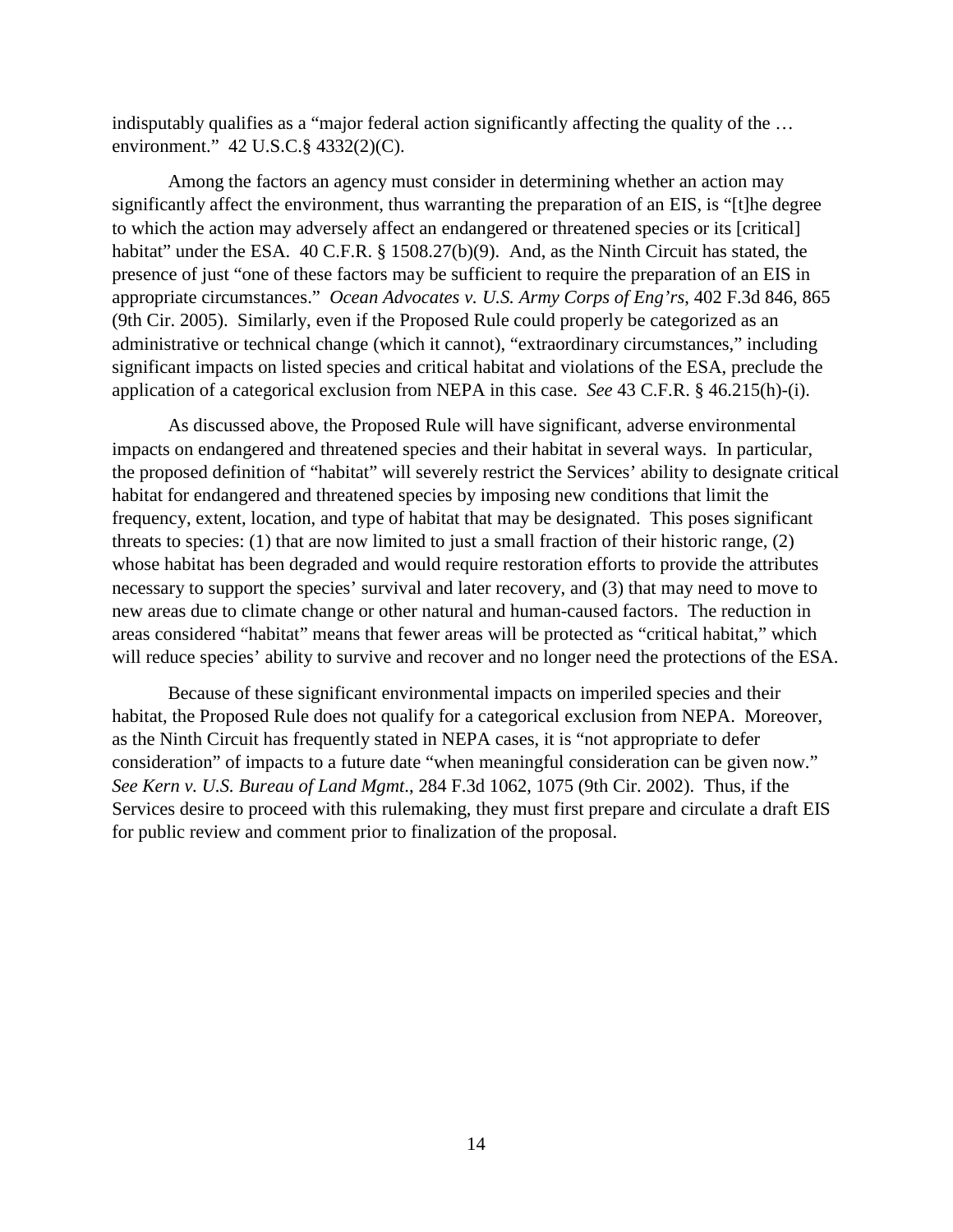indisputably qualifies as a "major federal action significantly affecting the quality of the … environment." 42 U.S.C.§ 4332(2)(C).

Among the factors an agency must consider in determining whether an action may significantly affect the environment, thus warranting the preparation of an EIS, is "[t]he degree to which the action may adversely affect an endangered or threatened species or its [critical] habitat" under the ESA. 40 C.F.R. § 1508.27(b)(9). And, as the Ninth Circuit has stated, the presence of just "one of these factors may be sufficient to require the preparation of an EIS in appropriate circumstances." *Ocean Advocates v. U.S. Army Corps of Eng'rs*, 402 F.3d 846, 865 (9th Cir. 2005). Similarly, even if the Proposed Rule could properly be categorized as an administrative or technical change (which it cannot), "extraordinary circumstances," including significant impacts on listed species and critical habitat and violations of the ESA, preclude the application of a categorical exclusion from NEPA in this case. *See* 43 C.F.R. § 46.215(h)-(i).

As discussed above, the Proposed Rule will have significant, adverse environmental impacts on endangered and threatened species and their habitat in several ways. In particular, the proposed definition of "habitat" will severely restrict the Services' ability to designate critical habitat for endangered and threatened species by imposing new conditions that limit the frequency, extent, location, and type of habitat that may be designated. This poses significant threats to species: (1) that are now limited to just a small fraction of their historic range, (2) whose habitat has been degraded and would require restoration efforts to provide the attributes necessary to support the species' survival and later recovery, and (3) that may need to move to new areas due to climate change or other natural and human-caused factors. The reduction in areas considered "habitat" means that fewer areas will be protected as "critical habitat," which will reduce species' ability to survive and recover and no longer need the protections of the ESA.

Because of these significant environmental impacts on imperiled species and their habitat, the Proposed Rule does not qualify for a categorical exclusion from NEPA. Moreover, as the Ninth Circuit has frequently stated in NEPA cases, it is "not appropriate to defer consideration" of impacts to a future date "when meaningful consideration can be given now." *See Kern v. U.S. Bureau of Land Mgmt.*, 284 F.3d 1062, 1075 (9th Cir. 2002). Thus, if the Services desire to proceed with this rulemaking, they must first prepare and circulate a draft EIS for public review and comment prior to finalization of the proposal.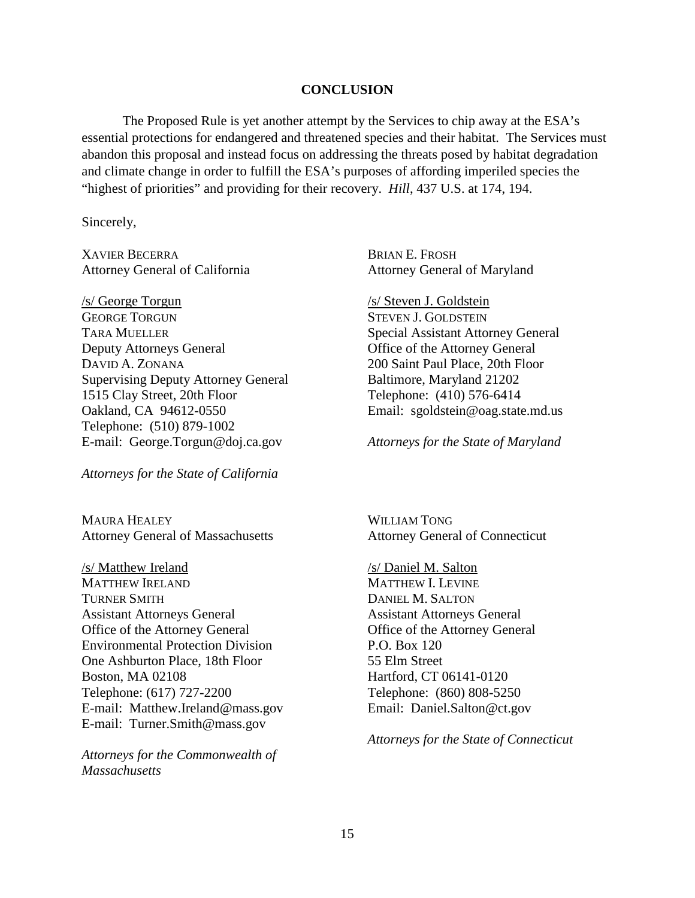**CONCLUSION**

The Proposed Rule is yet another attempt by the Services to chip away at the ESA's essential protections for endangered and threatened species and their habitat. The Services must abandon this proposal and instead focus on addressing the threats posed by habitat degradation and climate change in order to fulfill the ESA's purposes of affording imperiled species the "highest of priorities" and providing for their recovery. *Hill*, 437 U.S. at 174, 194.

Sincerely,

XAVIER BECERRA
Attorney General of California

/s/ George Torgun
GEORGE TORGUN
TARA MUELLER
Deputy Attorneys General
DAVID A. ZONANA
Supervising Deputy Attorney General
1515 Clay Street, 20th Floor
Oakland, CA 94612-0550
Telephone: (510) 879-1002
E-mail: George.Torgun@doj.ca.gov

*Attorneys for the State of California*

BRIAN E. FROSH
Attorney General of Maryland

/s/ Steven J. Goldstein
STEVEN J. GOLDSTEIN
Special Assistant Attorney General
Office of the Attorney General
200 Saint Paul Place, 20th Floor
Baltimore, Maryland 21202
Telephone: (410) 576-6414
Email: sgoldstein@oag.state.md.us

*Attorneys for the State of Maryland*

MAURA HEALEY
Attorney General of Massachusetts

/s/ Matthew Ireland
MATTHEW IRELAND
TURNER SMITH
Assistant Attorneys General
Office of the Attorney General
Environmental Protection Division
One Ashburton Place, 18th Floor
Boston, MA 02108
Telephone: (617) 727-2200
E-mail: Matthew.Ireland@mass.gov
E-mail: Turner.Smith@mass.gov

*Attorneys for the Commonwealth of Massachusetts*

WILLIAM TONG
Attorney General of Connecticut

/s/ Daniel M. Salton
MATTHEW I. LEVINE
DANIEL M. SALTON
Assistant Attorneys General
Office of the Attorney General
P.O. Box 120
55 Elm Street
Hartford, CT 06141-0120
Telephone: (860) 808-5250
Email: Daniel.Salton@ct.gov

*Attorneys for the State of Connecticut*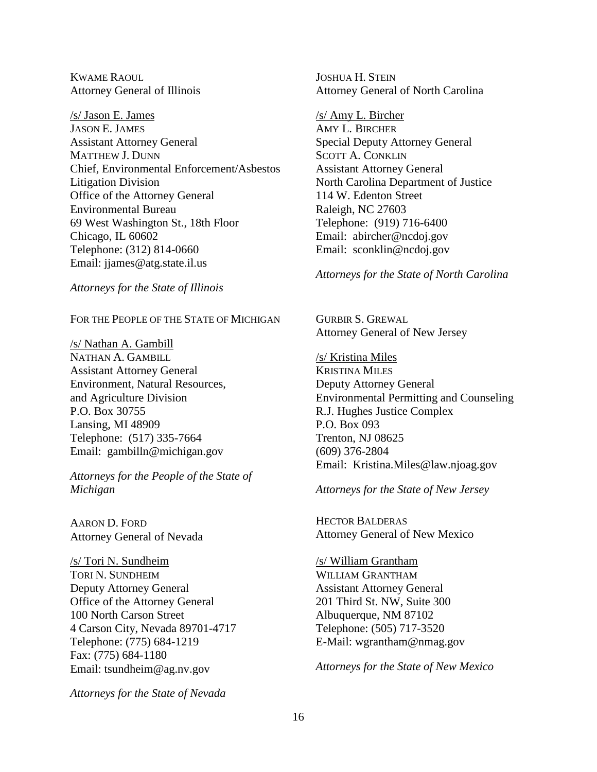KWAME RAOUL
Attorney General of Illinois

/s/ Jason E. James
JASON E. JAMES
Assistant Attorney General
MATTHEW J. DUNN
Chief, Environmental Enforcement/Asbestos Litigation Division
Office of the Attorney General
Environmental Bureau
69 West Washington St., 18th Floor
Chicago, IL 60602
Telephone: (312) 814-0660
Email: jjames@atg.state.il.us

*Attorneys for the State of Illinois*

FOR THE PEOPLE OF THE STATE OF MICHIGAN

/s/ Nathan A. Gambill
NATHAN A. GAMBILL
Assistant Attorney General
Environment, Natural Resources, and Agriculture Division
P.O. Box 30755
Lansing, MI 48909
Telephone: (517) 335-7664
Email: gambilln@michigan.gov

*Attorneys for the People of the State of Michigan*

AARON D. FORD
Attorney General of Nevada

/s/ Tori N. Sundheim
TORI N. SUNDHEIM
Deputy Attorney General
Office of the Attorney General
100 North Carson Street
4 Carson City, Nevada 89701-4717
Telephone: (775) 684-1219
Fax: (775) 684-1180
Email: tsundheim@ag.nv.gov

*Attorneys for the State of Nevada*

JOSHUA H. STEIN
Attorney General of North Carolina

/s/ Amy L. Bircher
AMY L. BIRCHER
Special Deputy Attorney General
SCOTT A. CONKLIN
Assistant Attorney General
North Carolina Department of Justice
114 W. Edenton Street
Raleigh, NC 27603
Telephone: (919) 716-6400
Email: abircher@ncdoj.gov
Email: sconklin@ncdoj.gov

*Attorneys for the State of North Carolina*

GURBIR S. GREWAL
Attorney General of New Jersey

/s/ Kristina Miles
KRISTINA MILES
Deputy Attorney General
Environmental Permitting and Counseling
R.J. Hughes Justice Complex
P.O. Box 093
Trenton, NJ 08625
(609) 376-2804
Email: Kristina.Miles@law.njoag.gov

*Attorneys for the State of New Jersey*

HECTOR BALDERAS
Attorney General of New Mexico

/s/ William Grantham
WILLIAM GRANTHAM
Assistant Attorney General
201 Third St. NW, Suite 300
Albuquerque, NM 87102
Telephone: (505) 717-3520
E-Mail: wgrantham@nmag.gov

*Attorneys for the State of New Mexico*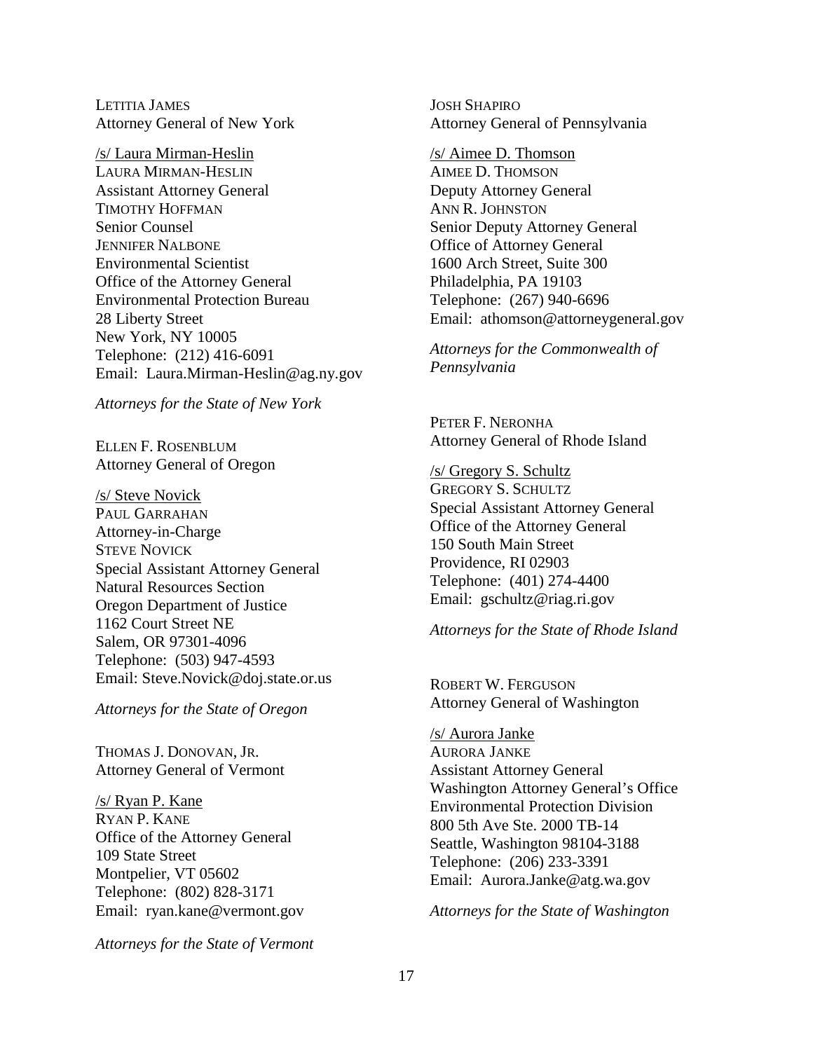LETITIA JAMES
Attorney General of New York

/s/ Laura Mirman-Heslin
LAURA MIRMAN-HESLIN
Assistant Attorney General
TIMOTHY HOFFMAN
Senior Counsel
JENNIFER NALBONE
Environmental Scientist
Office of the Attorney General
Environmental Protection Bureau
28 Liberty Street
New York, NY 10005
Telephone: (212) 416-6091
Email: Laura.Mirman-Heslin@ag.ny.gov

*Attorneys for the State of New York*

ELLEN F. ROSENBLUM
Attorney General of Oregon

/s/ Steve Novick
PAUL GARRAHAN
Attorney-in-Charge
STEVE NOVICK
Special Assistant Attorney General
Natural Resources Section
Oregon Department of Justice
1162 Court Street NE
Salem, OR 97301-4096
Telephone: (503) 947-4593
Email: Steve.Novick@doj.state.or.us

*Attorneys for the State of Oregon*

THOMAS J. DONOVAN, JR.
Attorney General of Vermont

/s/ Ryan P. Kane
RYAN P. KANE
Office of the Attorney General
109 State Street
Montpelier, VT 05602
Telephone: (802) 828-3171
Email: ryan.kane@vermont.gov

*Attorneys for the State of Vermont*

JOSH SHAPIRO
Attorney General of Pennsylvania

/s/ Aimee D. Thomson
AIMEE D. THOMSON
Deputy Attorney General
ANN R. JOHNSTON
Senior Deputy Attorney General
Office of Attorney General
1600 Arch Street, Suite 300
Philadelphia, PA 19103
Telephone: (267) 940-6696
Email: athomson@attorneygeneral.gov

*Attorneys for the Commonwealth of Pennsylvania*

PETER F. NERONHA
Attorney General of Rhode Island

/s/ Gregory S. Schultz
GREGORY S. SCHULTZ
Special Assistant Attorney General
Office of the Attorney General
150 South Main Street
Providence, RI 02903
Telephone: (401) 274-4400
Email: gschultz@riag.ri.gov

*Attorneys for the State of Rhode Island*

ROBERT W. FERGUSON
Attorney General of Washington

/s/ Aurora Janke
AURORA JANKE
Assistant Attorney General
Washington Attorney General's Office
Environmental Protection Division
800 5th Ave Ste. 2000 TB-14
Seattle, Washington 98104-3188
Telephone: (206) 233-3391
Email: Aurora.Janke@atg.wa.gov

*Attorneys for the State of Washington*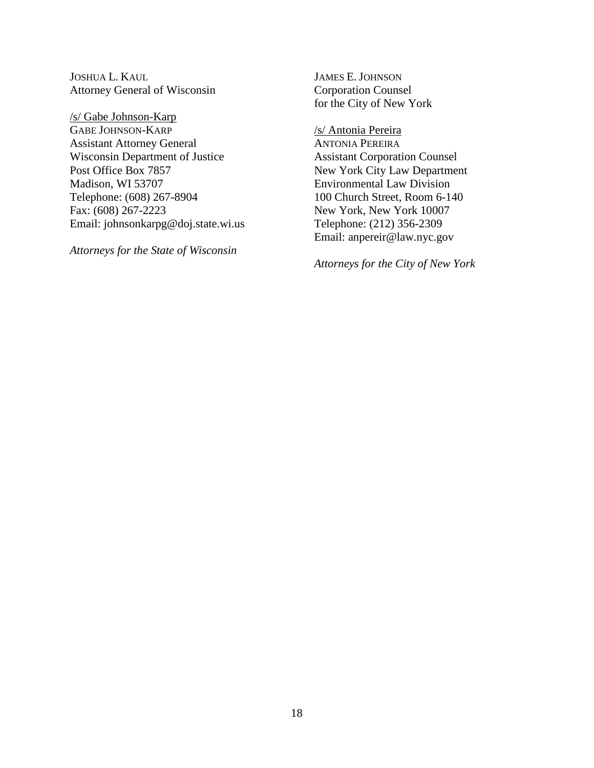JOSHUA L. KAUL
Attorney General of Wisconsin

/s/ Gabe Johnson-Karp
GABE JOHNSON-KARP
Assistant Attorney General
Wisconsin Department of Justice
Post Office Box 7857
Madison, WI 53707
Telephone: (608) 267-8904
Fax: (608) 267-2223
Email: johnsonkarpg@doj.state.wi.us

*Attorneys for the State of Wisconsin*

JAMES E. JOHNSON
Corporation Counsel
for the City of New York

/s/ Antonia Pereira
ANTONIA PEREIRA
Assistant Corporation Counsel
New York City Law Department
Environmental Law Division
100 Church Street, Room 6-140
New York, New York 10007
Telephone: (212) 356-2309
Email: anpereir@law.nyc.gov

*Attorneys for the City of New York*